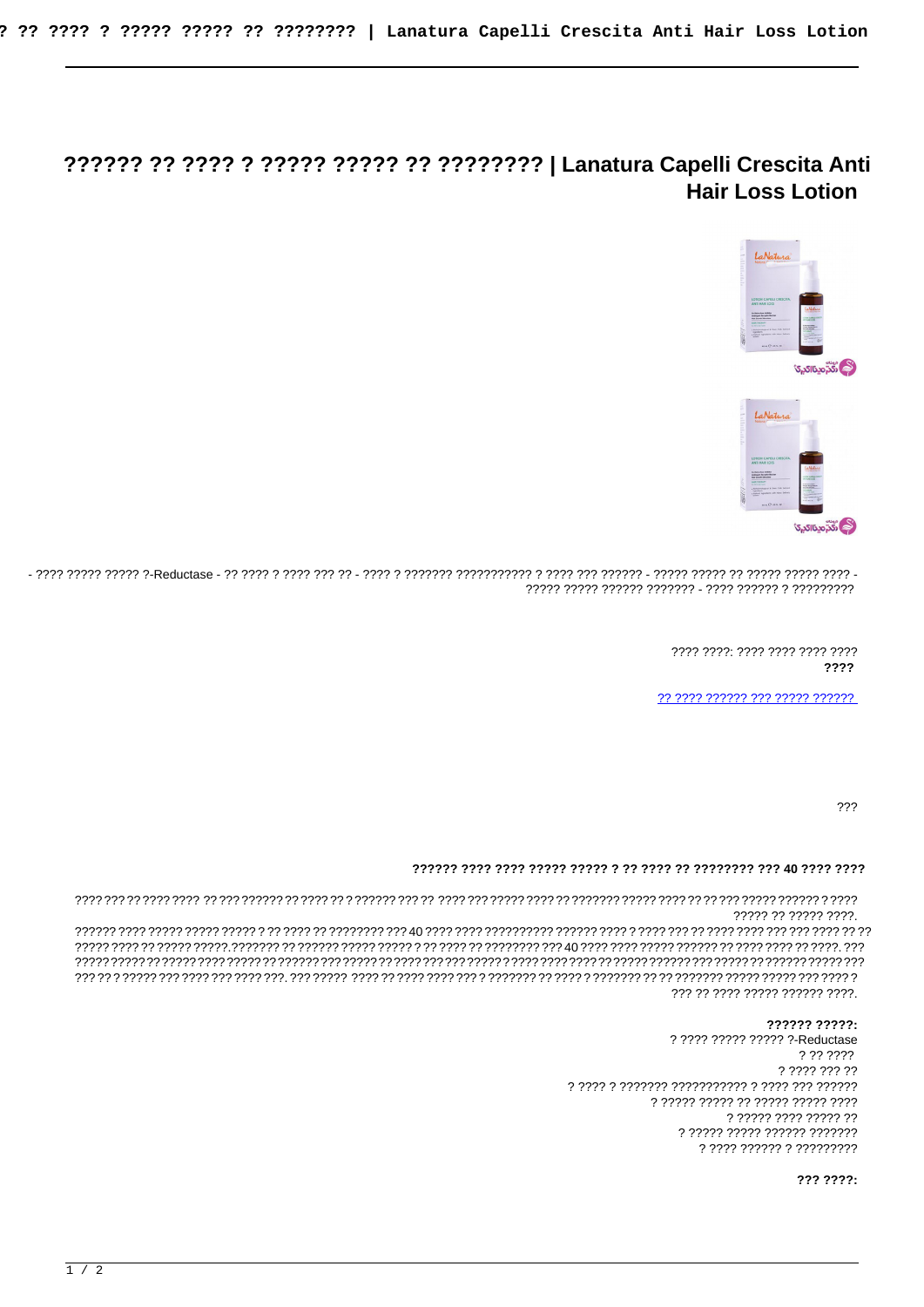# ?????? ?? ???? ? ????? ????? ?? ???????? | Lanatura Capelli Crescita Anti Hair Loss Lotion

- ???? ????? ????? ?-Reductase - ?? ???? ? ???? ??? ?? - ???? ? ??????? ??????????? ? ???? ??? ?????? - ????? ????? ?? ????? ????? ???? - ????? ????? ?????? ??????? - ???? ?????? ? ?????????

???? ????: ???? ???? ???? ????

**????**

[?? ???? ?????? ??? ????? ??????](#)

???

### ?????? ???? ???? ????? ????? ? ?? ???? ?? ???????? ??? 40 ???? ????

???? ??? ?? ???? ???? ?? ??? ?????? ?? ???? ?? ? ?????? ??? ?? ???? ??? ????? ???? ?? ??????? ????? ???? ?? ?? ??? ????? ?????? ? ???? ????? ?? ????? ????.

?????? ???? ????? ????? ????? ? ?? ???? ?? ???????? ??? 40 ???? ???? ?????????? ?????? ???? ? ???? ??? ?? ???? ???? ??? ??? ???? ?? ?? ????? ???? ?? ????? ?????.??????? ?? ?????? ????? ????? ? ?? ???? ?? ???????? ??? 40 ???? ???? ????? ?????? ?? ???? ???? ?? ????. ??? ????? ????? ?? ????? ???? ????? ?? ?????? ??? ????? ?? ???? ??? ??? ????? ? ???? ???? ???? ?? ????? ?????? ??? ????? ?? ?????? ????? ??? ??? ?? ? ????? ??? ???? ??? ???? ???. ??? ????? ???? ?? ???? ???? ??? ? ??????? ?? ???? ? ??????? ?? ?? ??????? ????? ????? ??? ???? ? ??? ?? ???? ????? ?????? ????.

**?????? ?????:**

? ???? ????? ????? ?-Reductase
? ?? ????
? ???? ??? ??
? ???? ? ??????? ??????????? ? ???? ??? ??????
? ????? ????? ?? ????? ????? ????
? ????? ???? ????? ??
? ????? ????? ?????? ???????
? ???? ?????? ? ?????????

**??? ????:**